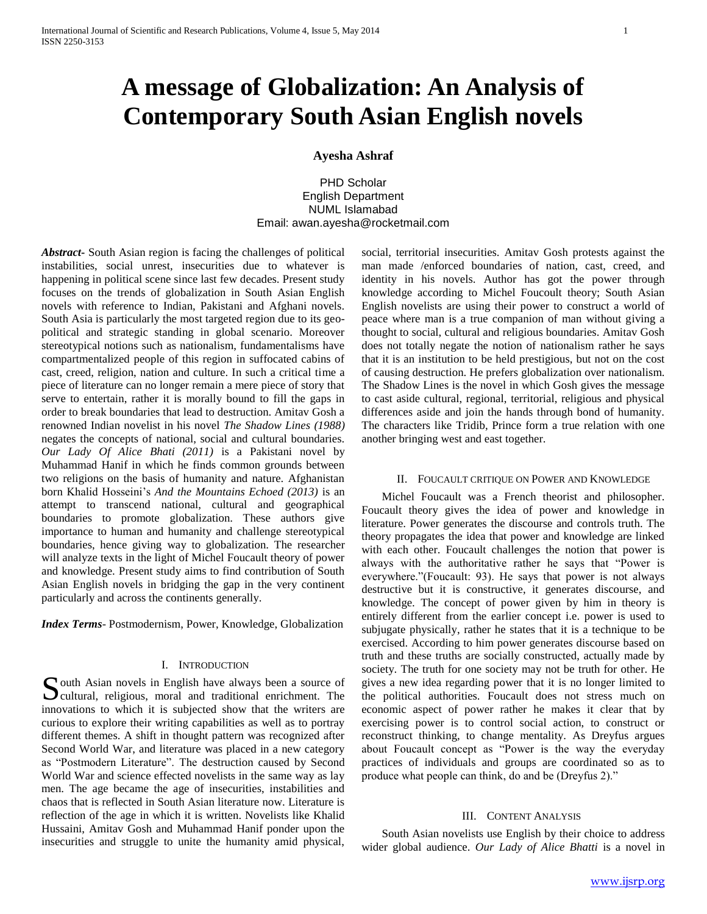# A message of Globalization: An Analysis of Contemporary South Asian English novels

**Ayesha Ashraf**

PHD Scholar
English Department
NUML Islamabad
Email: awan.ayesha@rocketmail.com

***Abstract-*** South Asian region is facing the challenges of political instabilities, social unrest, insecurities due to whatever is happening in political scene since last few decades. Present study focuses on the trends of globalization in South Asian English novels with reference to Indian, Pakistani and Afghani novels. South Asia is particularly the most targeted region due to its geo-political and strategic standing in global scenario. Moreover stereotypical notions such as nationalism, fundamentalisms have compartmentalized people of this region in suffocated cabins of cast, creed, religion, nation and culture. In such a critical time a piece of literature can no longer remain a mere piece of story that serve to entertain, rather it is morally bound to fill the gaps in order to break boundaries that lead to destruction. Amitav Gosh a renowned Indian novelist in his novel *The Shadow Lines (1988)* negates the concepts of national, social and cultural boundaries. *Our Lady Of Alice Bhati (2011)* is a Pakistani novel by Muhammad Hanif in which he finds common grounds between two religions on the basis of humanity and nature. Afghanistan born Khalid Hosseini's *And the Mountains Echoed (2013)* is an attempt to transcend national, cultural and geographical boundaries to promote globalization. These authors give importance to human and humanity and challenge stereotypical boundaries, hence giving way to globalization. The researcher will analyze texts in the light of Michel Foucault theory of power and knowledge. Present study aims to find contribution of South Asian English novels in bridging the gap in the very continent particularly and across the continents generally.

***Index Terms-*** Postmodernism, Power, Knowledge, Globalization

## I. Introduction

South Asian novels in English have always been a source of cultural, religious, moral and traditional enrichment. The innovations to which it is subjected show that the writers are curious to explore their writing capabilities as well as to portray different themes. A shift in thought pattern was recognized after Second World War, and literature was placed in a new category as "Postmodern Literature". The destruction caused by Second World War and science effected novelists in the same way as lay men. The age became the age of insecurities, instabilities and chaos that is reflected in South Asian literature now. Literature is reflection of the age in which it is written. Novelists like Khalid Hussaini, Amitav Gosh and Muhammad Hanif ponder upon the insecurities and struggle to unite the humanity amid physical, social, territorial insecurities. Amitav Gosh protests against the man made /enforced boundaries of nation, cast, creed, and identity in his novels. Author has got the power through knowledge according to Michel Foucault theory; South Asian English novelists are using their power to construct a world of peace where man is a true companion of man without giving a thought to social, cultural and religious boundaries. Amitav Gosh does not totally negate the notion of nationalism rather he says that it is an institution to be held prestigious, but not on the cost of causing destruction. He prefers globalization over nationalism. The Shadow Lines is the novel in which Gosh gives the message to cast aside cultural, regional, territorial, religious and physical differences aside and join the hands through bond of humanity. The characters like Tridib, Prince form a true relation with one another bringing west and east together.

## II. Foucault Critique on Power and Knowledge

Michel Foucault was a French theorist and philosopher. Foucault theory gives the idea of power and knowledge in literature. Power generates the discourse and controls truth. The theory propagates the idea that power and knowledge are linked with each other. Foucault challenges the notion that power is always with the authoritative rather he says that "Power is everywhere."(Foucault: 93). He says that power is not always destructive but it is constructive, it generates discourse, and knowledge. The concept of power given by him in theory is entirely different from the earlier concept i.e. power is used to subjugate physically, rather he states that it is a technique to be exercised. According to him power generates discourse based on truth and these truths are socially constructed, actually made by society. The truth for one society may not be truth for other. He gives a new idea regarding power that it is no longer limited to the political authorities. Foucault does not stress much on economic aspect of power rather he makes it clear that by exercising power is to control social action, to construct or reconstruct thinking, to change mentality. As Dreyfus argues about Foucault concept as "Power is the way the everyday practices of individuals and groups are coordinated so as to produce what people can think, do and be (Dreyfus 2)."

## III. Content Analysis

South Asian novelists use English by their choice to address wider global audience. *Our Lady of Alice Bhatti* is a novel in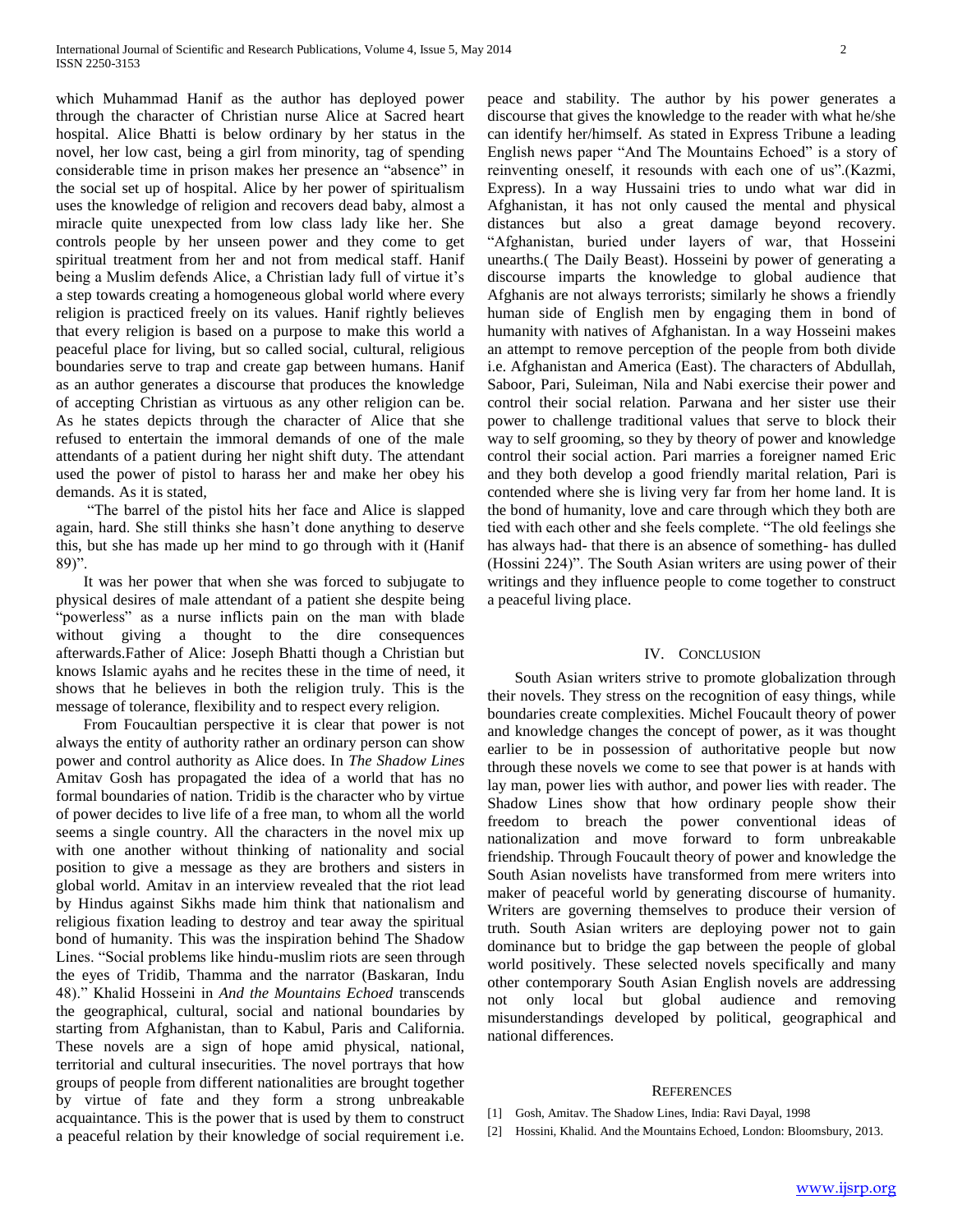which Muhammad Hanif as the author has deployed power through the character of Christian nurse Alice at Sacred heart hospital. Alice Bhatti is below ordinary by her status in the novel, her low cast, being a girl from minority, tag of spending considerable time in prison makes her presence an "absence" in the social set up of hospital. Alice by her power of spiritualism uses the knowledge of religion and recovers dead baby, almost a miracle quite unexpected from low class lady like her. She controls people by her unseen power and they come to get spiritual treatment from her and not from medical staff. Hanif being a Muslim defends Alice, a Christian lady full of virtue it's a step towards creating a homogeneous global world where every religion is practiced freely on its values. Hanif rightly believes that every religion is based on a purpose to make this world a peaceful place for living, but so called social, cultural, religious boundaries serve to trap and create gap between humans. Hanif as an author generates a discourse that produces the knowledge of accepting Christian as virtuous as any other religion can be. As he states depicts through the character of Alice that she refused to entertain the immoral demands of one of the male attendants of a patient during her night shift duty. The attendant used the power of pistol to harass her and make her obey his demands. As it is stated,

"The barrel of the pistol hits her face and Alice is slapped again, hard. She still thinks she hasn't done anything to deserve this, but she has made up her mind to go through with it (Hanif 89)".

It was her power that when she was forced to subjugate to physical desires of male attendant of a patient she despite being "powerless" as a nurse inflicts pain on the man with blade without giving a thought to the dire consequences afterwards.Father of Alice: Joseph Bhatti though a Christian but knows Islamic ayahs and he recites these in the time of need, it shows that he believes in both the religion truly. This is the message of tolerance, flexibility and to respect every religion.

From Foucaultian perspective it is clear that power is not always the entity of authority rather an ordinary person can show power and control authority as Alice does. In *The Shadow Lines* Amitav Gosh has propagated the idea of a world that has no formal boundaries of nation. Tridib is the character who by virtue of power decides to live life of a free man, to whom all the world seems a single country. All the characters in the novel mix up with one another without thinking of nationality and social position to give a message as they are brothers and sisters in global world. Amitav in an interview revealed that the riot lead by Hindus against Sikhs made him think that nationalism and religious fixation leading to destroy and tear away the spiritual bond of humanity. This was the inspiration behind The Shadow Lines. "Social problems like hindu-muslim riots are seen through the eyes of Tridib, Thamma and the narrator (Baskaran, Indu 48)." Khalid Hosseini in *And the Mountains Echoed* transcends the geographical, cultural, social and national boundaries by starting from Afghanistan, than to Kabul, Paris and California. These novels are a sign of hope amid physical, national, territorial and cultural insecurities. The novel portrays that how groups of people from different nationalities are brought together by virtue of fate and they form a strong unbreakable acquaintance. This is the power that is used by them to construct a peaceful relation by their knowledge of social requirement i.e. peace and stability. The author by his power generates a discourse that gives the knowledge to the reader with what he/she can identify her/himself. As stated in Express Tribune a leading English news paper "And The Mountains Echoed" is a story of reinventing oneself, it resounds with each one of us".(Kazmi, Express). In a way Hussaini tries to undo what war did in Afghanistan, it has not only caused the mental and physical distances but also a great damage beyond recovery. "Afghanistan, buried under layers of war, that Hosseini unearths.( The Daily Beast). Hosseini by power of generating a discourse imparts the knowledge to global audience that Afghanis are not always terrorists; similarly he shows a friendly human side of English men by engaging them in bond of humanity with natives of Afghanistan. In a way Hosseini makes an attempt to remove perception of the people from both divide i.e. Afghanistan and America (East). The characters of Abdullah, Saboor, Pari, Suleiman, Nila and Nabi exercise their power and control their social relation. Parwana and her sister use their power to challenge traditional values that serve to block their way to self grooming, so they by theory of power and knowledge control their social action. Pari marries a foreigner named Eric and they both develop a good friendly marital relation, Pari is contended where she is living very far from her home land. It is the bond of humanity, love and care through which they both are tied with each other and she feels complete. "The old feelings she has always had- that there is an absence of something- has dulled (Hossini 224)". The South Asian writers are using power of their writings and they influence people to come together to construct a peaceful living place.

## IV. Conclusion

South Asian writers strive to promote globalization through their novels. They stress on the recognition of easy things, while boundaries create complexities. Michel Foucault theory of power and knowledge changes the concept of power, as it was thought earlier to be in possession of authoritative people but now through these novels we come to see that power is at hands with lay man, power lies with author, and power lies with reader. The Shadow Lines show that how ordinary people show their freedom to breach the power conventional ideas of nationalization and move forward to form unbreakable friendship. Through Foucault theory of power and knowledge the South Asian novelists have transformed from mere writers into maker of peaceful world by generating discourse of humanity. Writers are governing themselves to produce their version of truth. South Asian writers are deploying power not to gain dominance but to bridge the gap between the people of global world positively. These selected novels specifically and many other contemporary South Asian English novels are addressing not only local but global audience and removing misunderstandings developed by political, geographical and national differences.

## References

[1] Gosh, Amitav. The Shadow Lines, India: Ravi Dayal, 1998

[2] Hossini, Khalid. And the Mountains Echoed, London: Bloomsbury, 2013.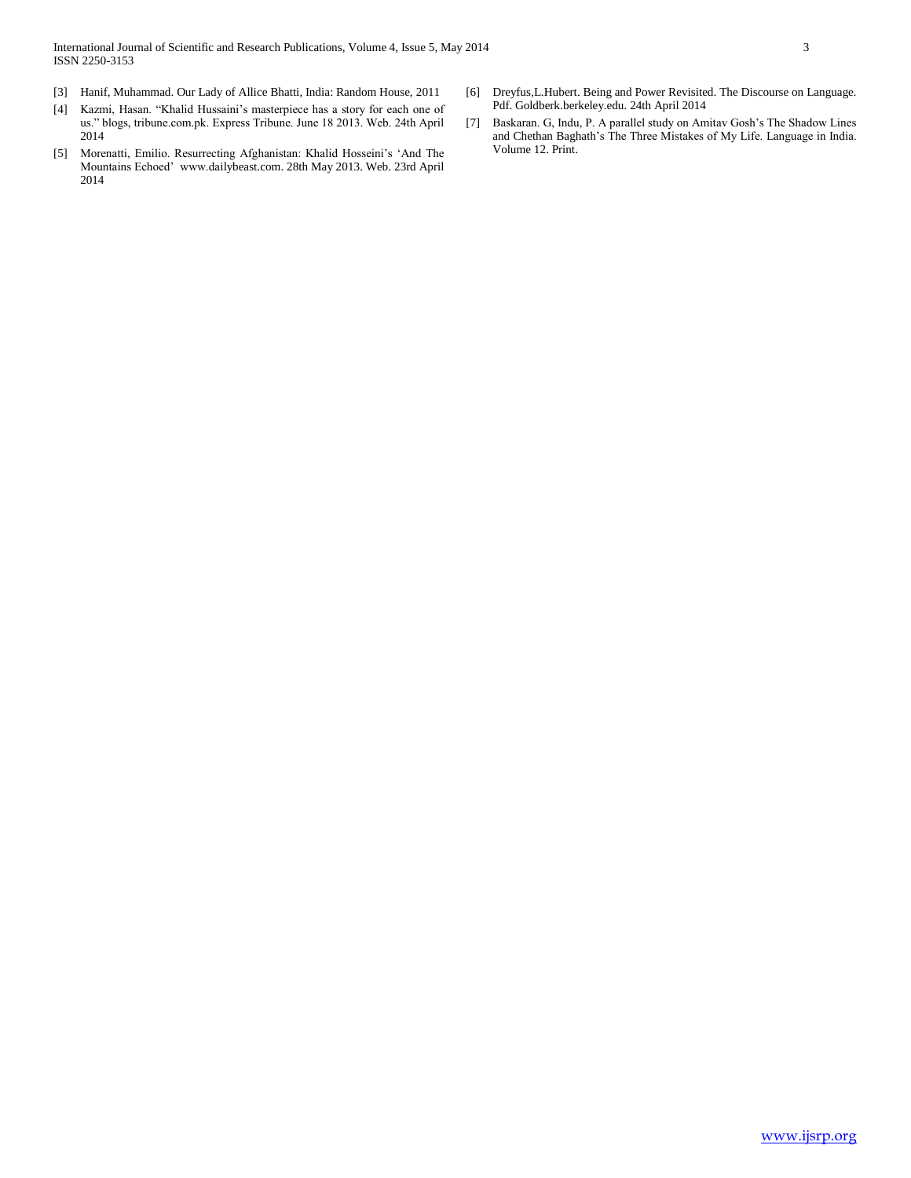[3] Hanif, Muhammad. Our Lady of Allice Bhatti, India: Random House, 2011

[4] Kazmi, Hasan. "Khalid Hussaini's masterpiece has a story for each one of us." blogs, tribune.com.pk. Express Tribune. June 18 2013. Web. 24th April 2014

[5] Morenatti, Emilio. Resurrecting Afghanistan: Khalid Hosseini's 'And The Mountains Echoed' www.dailybeast.com. 28th May 2013. Web. 23rd April 2014

[6] Dreyfus,L.Hubert. Being and Power Revisited. The Discourse on Language. Pdf. Goldberk.berkeley.edu. 24th April 2014

[7] Baskaran. G, Indu, P. A parallel study on Amitav Gosh's The Shadow Lines and Chethan Baghath's The Three Mistakes of My Life. Language in India. Volume 12. Print.